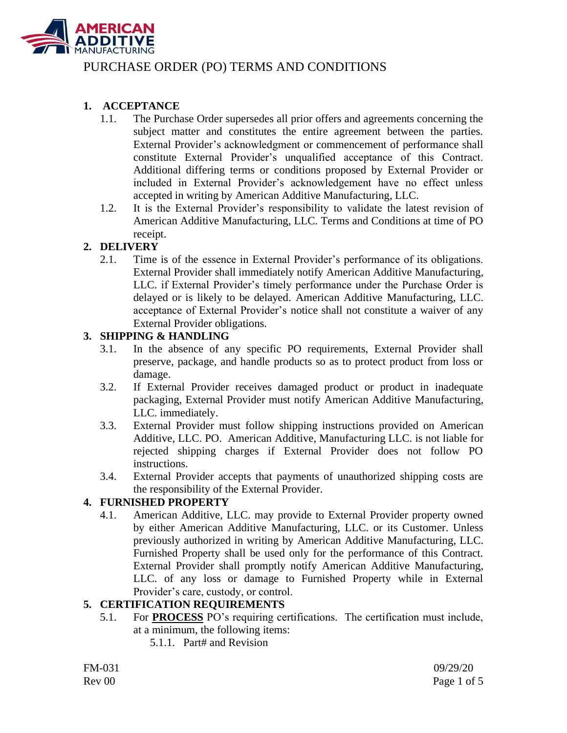# PURCHASE ORDER (PO) TERMS AND CONDITIONS

1. **ACCEPTANCE**
   1.1. The Purchase Order supersedes all prior offers and agreements concerning the subject matter and constitutes the entire agreement between the parties. External Provider's acknowledgment or commencement of performance shall constitute External Provider's unqualified acceptance of this Contract. Additional differing terms or conditions proposed by External Provider or included in External Provider's acknowledgement have no effect unless accepted in writing by American Additive Manufacturing, LLC.
   1.2. It is the External Provider's responsibility to validate the latest revision of American Additive Manufacturing, LLC. Terms and Conditions at time of PO receipt.
2. **DELIVERY**
   2.1. Time is of the essence in External Provider's performance of its obligations. External Provider shall immediately notify American Additive Manufacturing, LLC. if External Provider's timely performance under the Purchase Order is delayed or is likely to be delayed. American Additive Manufacturing, LLC. acceptance of External Provider's notice shall not constitute a waiver of any External Provider obligations.
3. **SHIPPING & HANDLING**
   3.1. In the absence of any specific PO requirements, External Provider shall preserve, package, and handle products so as to protect product from loss or damage.
   3.2. If External Provider receives damaged product or product in inadequate packaging, External Provider must notify American Additive Manufacturing, LLC. immediately.
   3.3. External Provider must follow shipping instructions provided on American Additive, LLC. PO. American Additive, Manufacturing LLC. is not liable for rejected shipping charges if External Provider does not follow PO instructions.
   3.4. External Provider accepts that payments of unauthorized shipping costs are the responsibility of the External Provider.
4. **FURNISHED PROPERTY**
   4.1. American Additive, LLC. may provide to External Provider property owned by either American Additive Manufacturing, LLC. or its Customer. Unless previously authorized in writing by American Additive Manufacturing, LLC. Furnished Property shall be used only for the performance of this Contract. External Provider shall promptly notify American Additive Manufacturing, LLC. of any loss or damage to Furnished Property while in External Provider's care, custody, or control.
5. **CERTIFICATION REQUIREMENTS**
   5.1. For **PROCESS** PO's requiring certifications. The certification must include, at a minimum, the following items:
      5.1.1. Part# and Revision

FM-031
Rev 00
09/29/20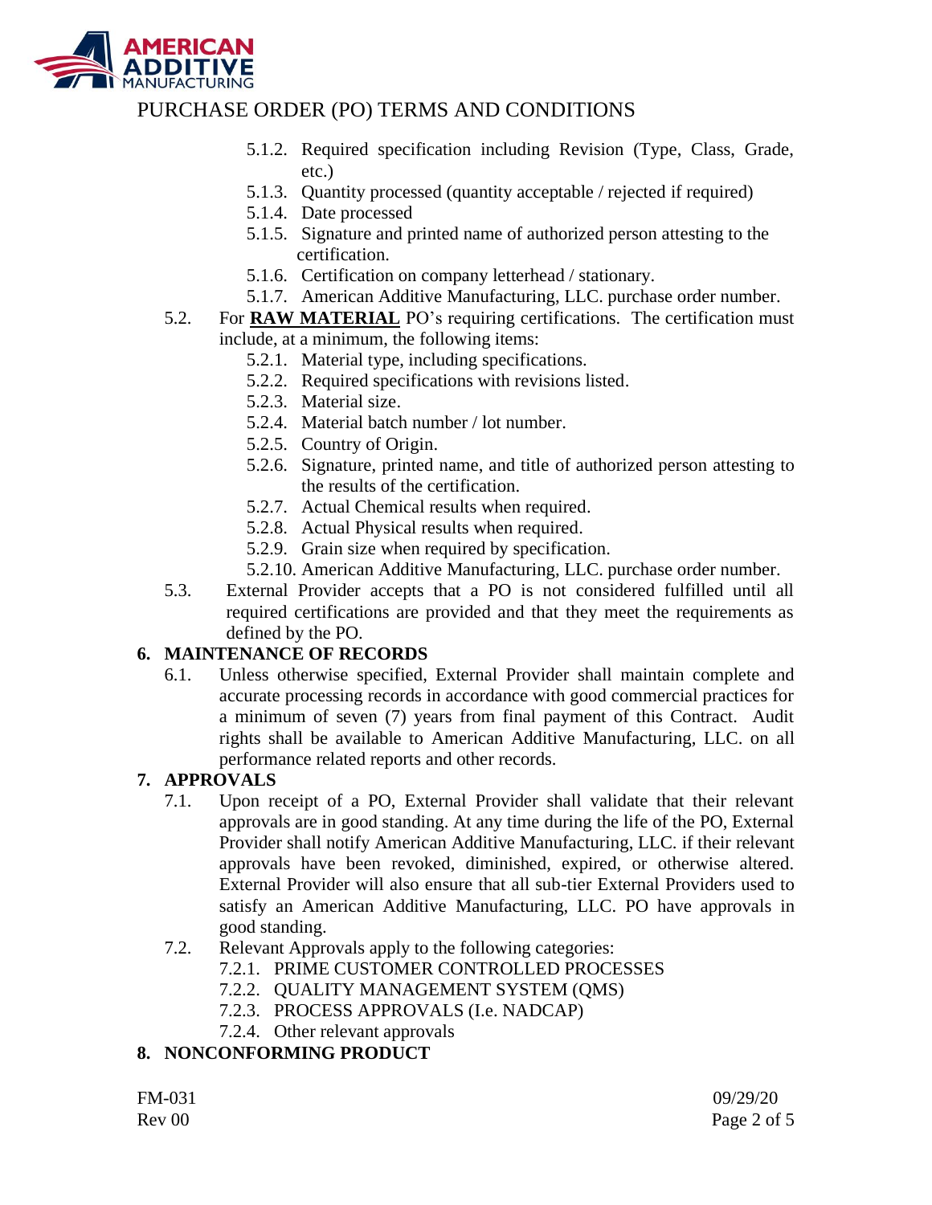5.1.2. Required specification including Revision (Type, Class, Grade, etc.)
5.1.3. Quantity processed (quantity acceptable / rejected if required)
5.1.4. Date processed
5.1.5. Signature and printed name of authorized person attesting to the certification.
5.1.6. Certification on company letterhead / stationary.
5.1.7. American Additive Manufacturing, LLC. purchase order number.

5.2. For **RAW MATERIAL** PO's requiring certifications. The certification must include, at a minimum, the following items:

5.2.1. Material type, including specifications.
5.2.2. Required specifications with revisions listed.
5.2.3. Material size.
5.2.4. Material batch number / lot number.
5.2.5. Country of Origin.
5.2.6. Signature, printed name, and title of authorized person attesting to the results of the certification.
5.2.7. Actual Chemical results when required.
5.2.8. Actual Physical results when required.
5.2.9. Grain size when required by specification.
5.2.10. American Additive Manufacturing, LLC. purchase order number.

5.3. External Provider accepts that a PO is not considered fulfilled until all required certifications are provided and that they meet the requirements as defined by the PO.

**6. MAINTENANCE OF RECORDS**

6.1. Unless otherwise specified, External Provider shall maintain complete and accurate processing records in accordance with good commercial practices for a minimum of seven (7) years from final payment of this Contract. Audit rights shall be available to American Additive Manufacturing, LLC. on all performance related reports and other records.

**7. APPROVALS**

7.1. Upon receipt of a PO, External Provider shall validate that their relevant approvals are in good standing. At any time during the life of the PO, External Provider shall notify American Additive Manufacturing, LLC. if their relevant approvals have been revoked, diminished, expired, or otherwise altered. External Provider will also ensure that all sub-tier External Providers used to satisfy an American Additive Manufacturing, LLC. PO have approvals in good standing.

7.2. Relevant Approvals apply to the following categories:

7.2.1. PRIME CUSTOMER CONTROLLED PROCESSES
7.2.2. QUALITY MANAGEMENT SYSTEM (QMS)
7.2.3. PROCESS APPROVALS (I.e. NADCAP)
7.2.4. Other relevant approvals

**8. NONCONFORMING PRODUCT**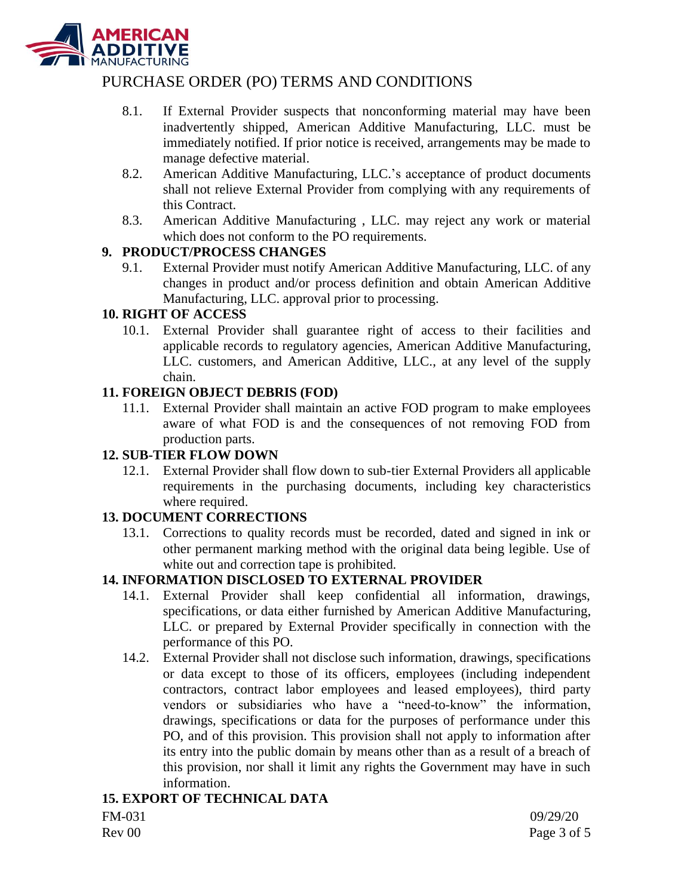8.1. If External Provider suspects that nonconforming material may have been inadvertently shipped, American Additive Manufacturing, LLC. must be immediately notified. If prior notice is received, arrangements may be made to manage defective material.

8.2. American Additive Manufacturing, LLC.'s acceptance of product documents shall not relieve External Provider from complying with any requirements of this Contract.

8.3. American Additive Manufacturing , LLC. may reject any work or material which does not conform to the PO requirements.

## 9. PRODUCT/PROCESS CHANGES

9.1. External Provider must notify American Additive Manufacturing, LLC. of any changes in product and/or process definition and obtain American Additive Manufacturing, LLC. approval prior to processing.

## 10. RIGHT OF ACCESS

10.1. External Provider shall guarantee right of access to their facilities and applicable records to regulatory agencies, American Additive Manufacturing, LLC. customers, and American Additive, LLC., at any level of the supply chain.

## 11. FOREIGN OBJECT DEBRIS (FOD)

11.1. External Provider shall maintain an active FOD program to make employees aware of what FOD is and the consequences of not removing FOD from production parts.

## 12. SUB-TIER FLOW DOWN

12.1. External Provider shall flow down to sub-tier External Providers all applicable requirements in the purchasing documents, including key characteristics where required.

## 13. DOCUMENT CORRECTIONS

13.1. Corrections to quality records must be recorded, dated and signed in ink or other permanent marking method with the original data being legible. Use of white out and correction tape is prohibited.

## 14. INFORMATION DISCLOSED TO EXTERNAL PROVIDER

14.1. External Provider shall keep confidential all information, drawings, specifications, or data either furnished by American Additive Manufacturing, LLC. or prepared by External Provider specifically in connection with the performance of this PO.

14.2. External Provider shall not disclose such information, drawings, specifications or data except to those of its officers, employees (including independent contractors, contract labor employees and leased employees), third party vendors or subsidiaries who have a "need-to-know" the information, drawings, specifications or data for the purposes of performance under this PO, and of this provision. This provision shall not apply to information after its entry into the public domain by means other than as a result of a breach of this provision, nor shall it limit any rights the Government may have in such information.

## 15. EXPORT OF TECHNICAL DATA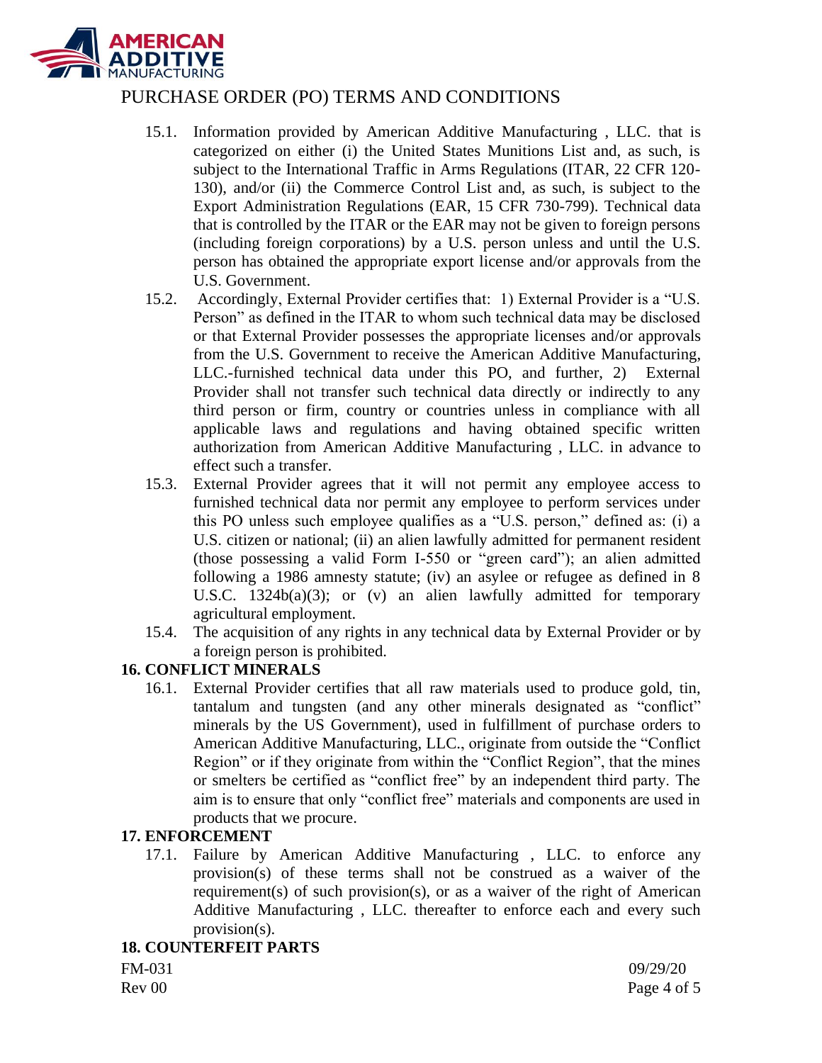15.1. Information provided by American Additive Manufacturing , LLC. that is categorized on either (i) the United States Munitions List and, as such, is subject to the International Traffic in Arms Regulations (ITAR, 22 CFR 120-130), and/or (ii) the Commerce Control List and, as such, is subject to the Export Administration Regulations (EAR, 15 CFR 730-799). Technical data that is controlled by the ITAR or the EAR may not be given to foreign persons (including foreign corporations) by a U.S. person unless and until the U.S. person has obtained the appropriate export license and/or approvals from the U.S. Government.

15.2. Accordingly, External Provider certifies that: 1) External Provider is a "U.S. Person" as defined in the ITAR to whom such technical data may be disclosed or that External Provider possesses the appropriate licenses and/or approvals from the U.S. Government to receive the American Additive Manufacturing, LLC.-furnished technical data under this PO, and further, 2) External Provider shall not transfer such technical data directly or indirectly to any third person or firm, country or countries unless in compliance with all applicable laws and regulations and having obtained specific written authorization from American Additive Manufacturing , LLC. in advance to effect such a transfer.

15.3. External Provider agrees that it will not permit any employee access to furnished technical data nor permit any employee to perform services under this PO unless such employee qualifies as a "U.S. person," defined as: (i) a U.S. citizen or national; (ii) an alien lawfully admitted for permanent resident (those possessing a valid Form I-550 or "green card"); an alien admitted following a 1986 amnesty statute; (iv) an asylee or refugee as defined in 8 U.S.C. 1324b(a)(3); or (v) an alien lawfully admitted for temporary agricultural employment.

15.4. The acquisition of any rights in any technical data by External Provider or by a foreign person is prohibited.

**16. CONFLICT MINERALS**

16.1. External Provider certifies that all raw materials used to produce gold, tin, tantalum and tungsten (and any other minerals designated as "conflict" minerals by the US Government), used in fulfillment of purchase orders to American Additive Manufacturing, LLC., originate from outside the "Conflict Region" or if they originate from within the "Conflict Region", that the mines or smelters be certified as "conflict free" by an independent third party. The aim is to ensure that only "conflict free" materials and components are used in products that we procure.

**17. ENFORCEMENT**

17.1. Failure by American Additive Manufacturing , LLC. to enforce any provision(s) of these terms shall not be construed as a waiver of the requirement(s) of such provision(s), or as a waiver of the right of American Additive Manufacturing , LLC. thereafter to enforce each and every such provision(s).

**18. COUNTERFEIT PARTS**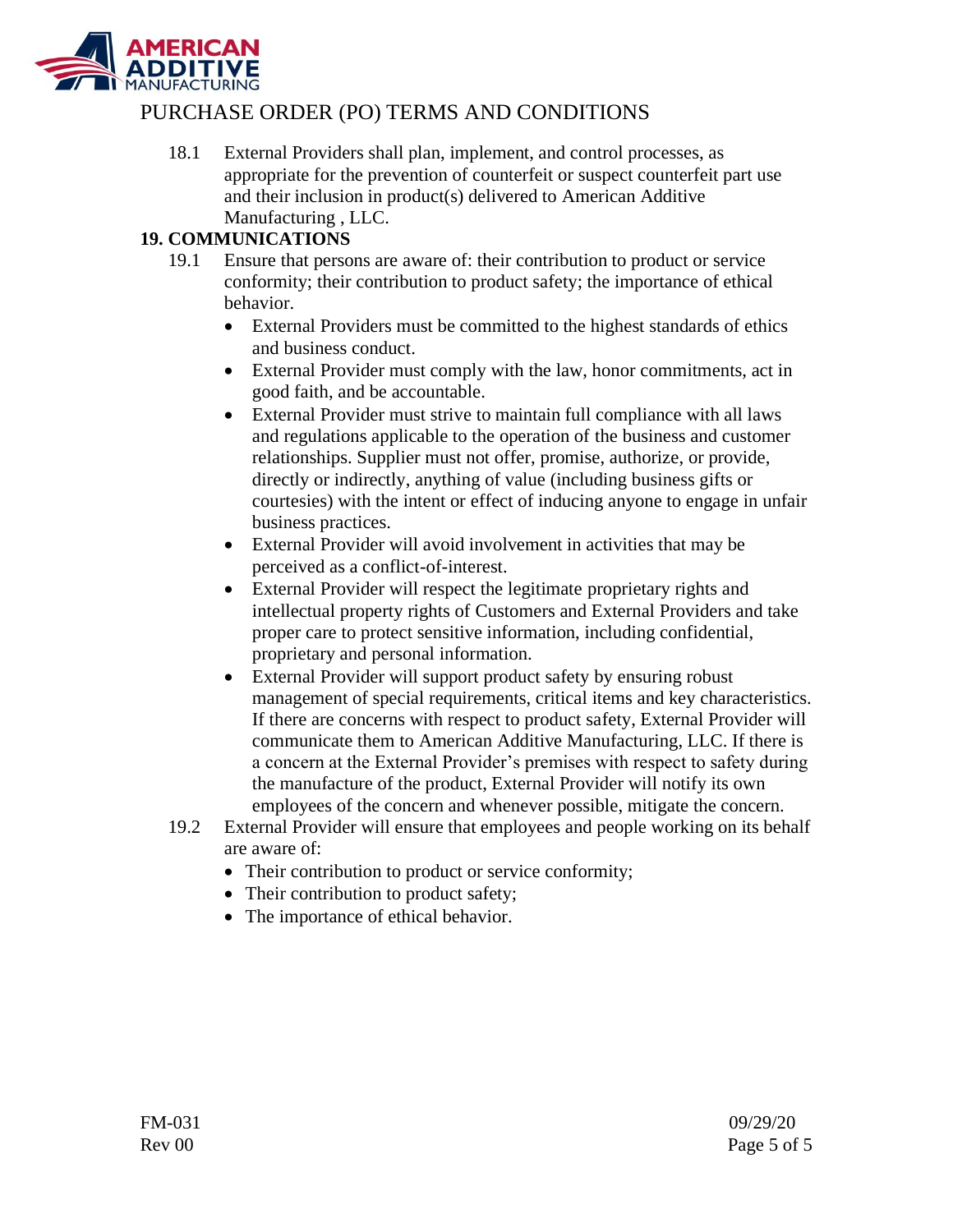18.1 External Providers shall plan, implement, and control processes, as appropriate for the prevention of counterfeit or suspect counterfeit part use and their inclusion in product(s) delivered to American Additive Manufacturing , LLC.

## 19. COMMUNICATIONS

19.1 Ensure that persons are aware of: their contribution to product or service conformity; their contribution to product safety; the importance of ethical behavior.

- External Providers must be committed to the highest standards of ethics and business conduct.
- External Provider must comply with the law, honor commitments, act in good faith, and be accountable.
- External Provider must strive to maintain full compliance with all laws and regulations applicable to the operation of the business and customer relationships. Supplier must not offer, promise, authorize, or provide, directly or indirectly, anything of value (including business gifts or courtesies) with the intent or effect of inducing anyone to engage in unfair business practices.
- External Provider will avoid involvement in activities that may be perceived as a conflict-of-interest.
- External Provider will respect the legitimate proprietary rights and intellectual property rights of Customers and External Providers and take proper care to protect sensitive information, including confidential, proprietary and personal information.
- External Provider will support product safety by ensuring robust management of special requirements, critical items and key characteristics. If there are concerns with respect to product safety, External Provider will communicate them to American Additive Manufacturing, LLC. If there is a concern at the External Provider's premises with respect to safety during the manufacture of the product, External Provider will notify its own employees of the concern and whenever possible, mitigate the concern.

19.2 External Provider will ensure that employees and people working on its behalf are aware of:

- Their contribution to product or service conformity;
- Their contribution to product safety;
- The importance of ethical behavior.